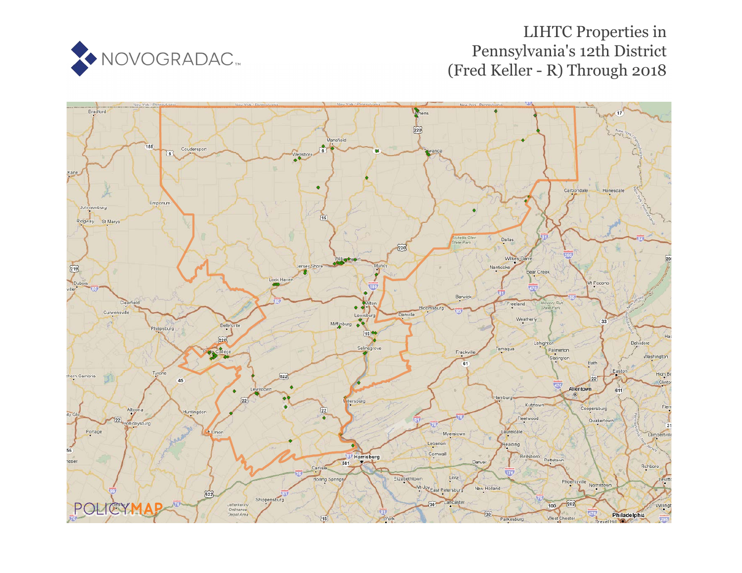# LIHTC Properties in Pennsylvania's 12th District (Fred Keller - R) Through 2018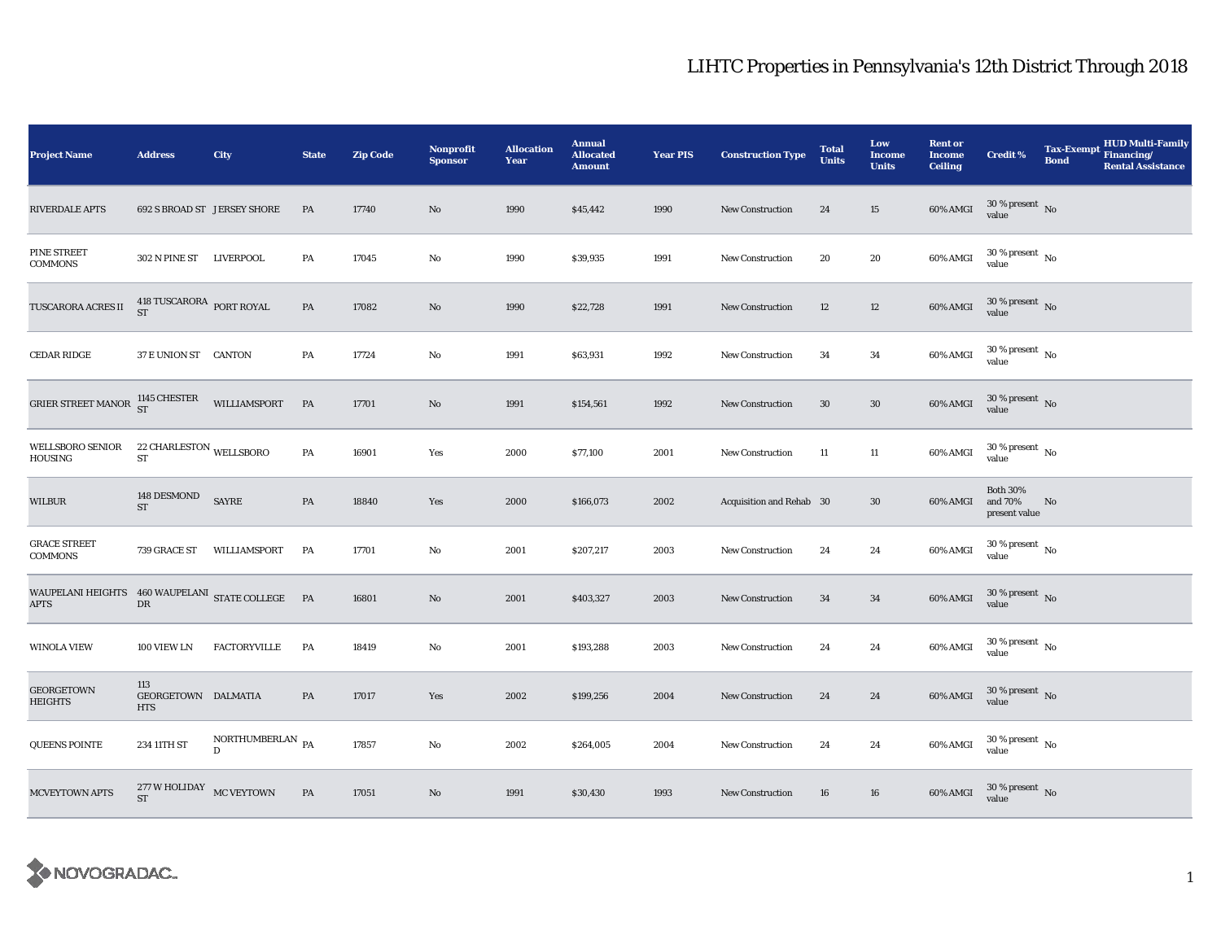# LIHTC Properties in Pennsylvania's 12th District Through 2018

| Project Name | Address | City | State | Zip Code | Nonprofit Sponsor | Allocation Year | Annual Allocated Amount | Year PIS | Construction Type | Total Units | Low Income Units | Rent or Income Ceiling | Credit % | Tax-Exempt Bond | HUD Multi-Family Financing/ Rental Assistance |
|---|---|---|---|---|---|---|---|---|---|---|---|---|---|---|---|
| RIVERDALE APTS | 692 S BROAD ST | JERSEY SHORE | PA | 17740 | No | 1990 | $45,442 | 1990 | New Construction | 24 | 15 | 60% AMGI | 30 % present value | No | |
| PINE STREET COMMONS | 302 N PINE ST | LIVERPOOL | PA | 17045 | No | 1990 | $39,935 | 1991 | New Construction | 20 | 20 | 60% AMGI | 30 % present value | No | |
| TUSCARORA ACRES II | 418 TUSCARORA ST | PORT ROYAL | PA | 17082 | No | 1990 | $22,728 | 1991 | New Construction | 12 | 12 | 60% AMGI | 30 % present value | No | |
| CEDAR RIDGE | 37 E UNION ST | CANTON | PA | 17724 | No | 1991 | $63,931 | 1992 | New Construction | 34 | 34 | 60% AMGI | 30 % present value | No | |
| GRIER STREET MANOR | 1145 CHESTER ST | WILLIAMSPORT | PA | 17701 | No | 1991 | $154,561 | 1992 | New Construction | 30 | 30 | 60% AMGI | 30 % present value | No | |
| WELLSBORO SENIOR HOUSING | 22 CHARLESTON ST | WELLSBORO | PA | 16901 | Yes | 2000 | $77,100 | 2001 | New Construction | 11 | 11 | 60% AMGI | 30 % present value | No | |
| WILBUR | 148 DESMOND ST | SAYRE | PA | 18840 | Yes | 2000 | $166,073 | 2002 | Acquisition and Rehab | 30 | 30 | 60% AMGI | Both 30% and 70% present value | No | |
| GRACE STREET COMMONS | 739 GRACE ST | WILLIAMSPORT | PA | 17701 | No | 2001 | $207,217 | 2003 | New Construction | 24 | 24 | 60% AMGI | 30 % present value | No | |
| WAUPELANI HEIGHTS APTS | 460 WAUPELANI DR | STATE COLLEGE | PA | 16801 | No | 2001 | $403,327 | 2003 | New Construction | 34 | 34 | 60% AMGI | 30 % present value | No | |
| WINOLA VIEW | 100 VIEW LN | FACTORYVILLE | PA | 18419 | No | 2001 | $193,288 | 2003 | New Construction | 24 | 24 | 60% AMGI | 30 % present value | No | |
| GEORGETOWN HEIGHTS | 113 GEORGETOWN HTS | DALMATIA | PA | 17017 | Yes | 2002 | $199,256 | 2004 | New Construction | 24 | 24 | 60% AMGI | 30 % present value | No | |
| QUEENS POINTE | 234 11TH ST | NORTHUMBERLAND | PA | 17857 | No | 2002 | $264,005 | 2004 | New Construction | 24 | 24 | 60% AMGI | 30 % present value | No | |
| MCVEYTOWN APTS | 277 W HOLIDAY ST | MC VEYTOWN | PA | 17051 | No | 1991 | $30,430 | 1993 | New Construction | 16 | 16 | 60% AMGI | 30 % present value | No | |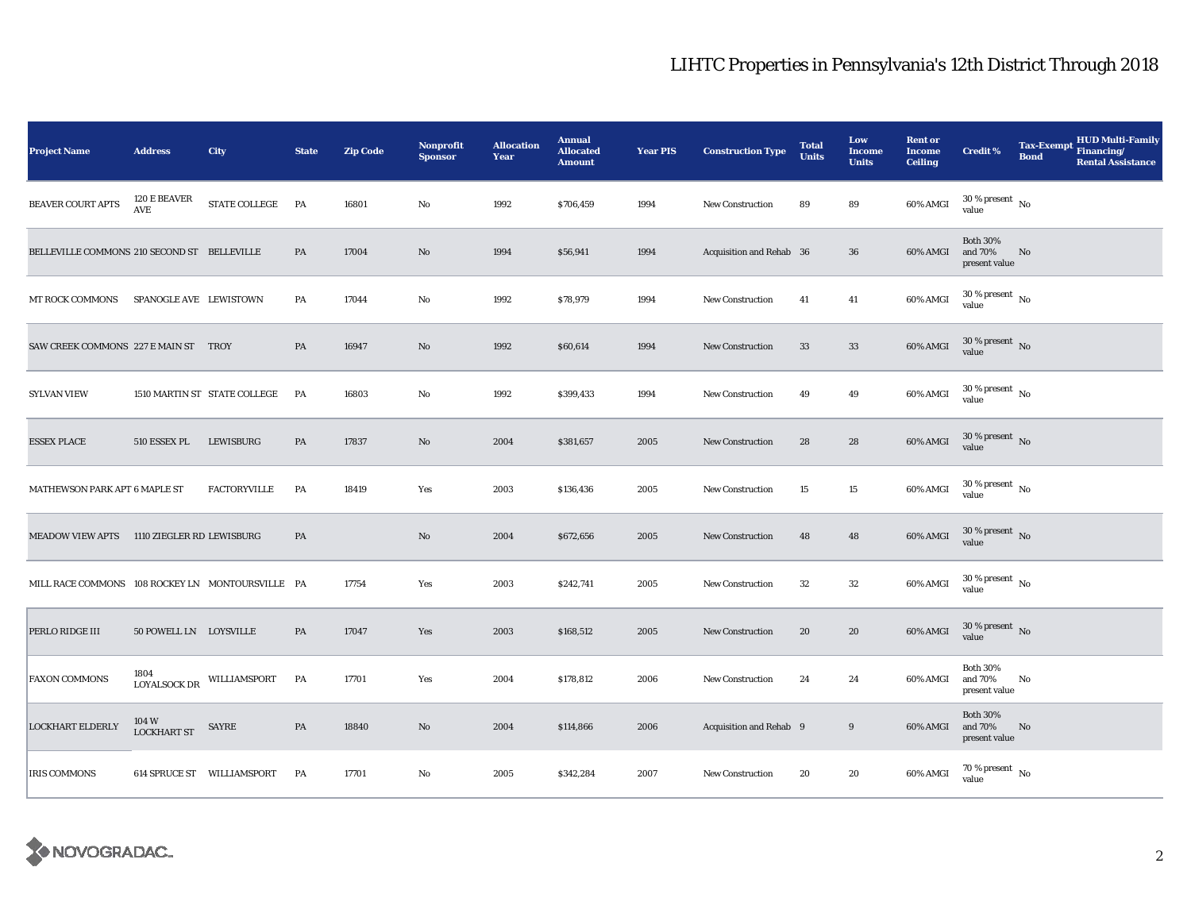# LIHTC Properties in Pennsylvania's 12th District Through 2018

| Project Name | Address | City | State | Zip Code | Nonprofit Sponsor | Allocation Year | Annual Allocated Amount | Year PIS | Construction Type | Total Units | Low Income Units | Rent or Income Ceiling | Credit % | Tax-Exempt Bond | HUD Multi-Family Financing/ Rental Assistance |
|---|---|---|---|---|---|---|---|---|---|---|---|---|---|---|---|
| BEAVER COURT APTS | 120 E BEAVER AVE | STATE COLLEGE | PA | 16801 | No | 1992 | $706,459 | 1994 | New Construction | 89 | 89 | 60% AMGI | 30 % present value | No | |
| BELLEVILLE COMMONS | 210 SECOND ST | BELLEVILLE | PA | 17004 | No | 1994 | $56,941 | 1994 | Acquisition and Rehab | 36 | 36 | 60% AMGI | Both 30% and 70% present value | No | |
| MT ROCK COMMONS | SPANOGLE AVE | LEWISTOWN | PA | 17044 | No | 1992 | $78,979 | 1994 | New Construction | 41 | 41 | 60% AMGI | 30 % present value | No | |
| SAW CREEK COMMONS | 227 E MAIN ST | TROY | PA | 16947 | No | 1992 | $60,614 | 1994 | New Construction | 33 | 33 | 60% AMGI | 30 % present value | No | |
| SYLVAN VIEW | 1510 MARTIN ST | STATE COLLEGE | PA | 16803 | No | 1992 | $399,433 | 1994 | New Construction | 49 | 49 | 60% AMGI | 30 % present value | No | |
| ESSEX PLACE | 510 ESSEX PL | LEWISBURG | PA | 17837 | No | 2004 | $381,657 | 2005 | New Construction | 28 | 28 | 60% AMGI | 30 % present value | No | |
| MATHEWSON PARK APT | 6 MAPLE ST | FACTORYVILLE | PA | 18419 | Yes | 2003 | $136,436 | 2005 | New Construction | 15 | 15 | 60% AMGI | 30 % present value | No | |
| MEADOW VIEW APTS | 1110 ZIEGLER RD | LEWISBURG | PA | | No | 2004 | $672,656 | 2005 | New Construction | 48 | 48 | 60% AMGI | 30 % present value | No | |
| MILL RACE COMMONS | 108 ROCKEY LN | MONTOURSVILLE | PA | 17754 | Yes | 2003 | $242,741 | 2005 | New Construction | 32 | 32 | 60% AMGI | 30 % present value | No | |
| PERLO RIDGE III | 50 POWELL LN | LOYSVILLE | PA | 17047 | Yes | 2003 | $168,512 | 2005 | New Construction | 20 | 20 | 60% AMGI | 30 % present value | No | |
| FAXON COMMONS | 1804 LOYALSOCK DR | WILLIAMSPORT | PA | 17701 | Yes | 2004 | $178,812 | 2006 | New Construction | 24 | 24 | 60% AMGI | Both 30% and 70% present value | No | |
| LOCKHART ELDERLY | 104 W LOCKHART ST | SAYRE | PA | 18840 | No | 2004 | $114,866 | 2006 | Acquisition and Rehab | 9 | 9 | 60% AMGI | Both 30% and 70% present value | No | |
| IRIS COMMONS | 614 SPRUCE ST | WILLIAMSPORT | PA | 17701 | No | 2005 | $342,284 | 2007 | New Construction | 20 | 20 | 60% AMGI | 70 % present value | No | |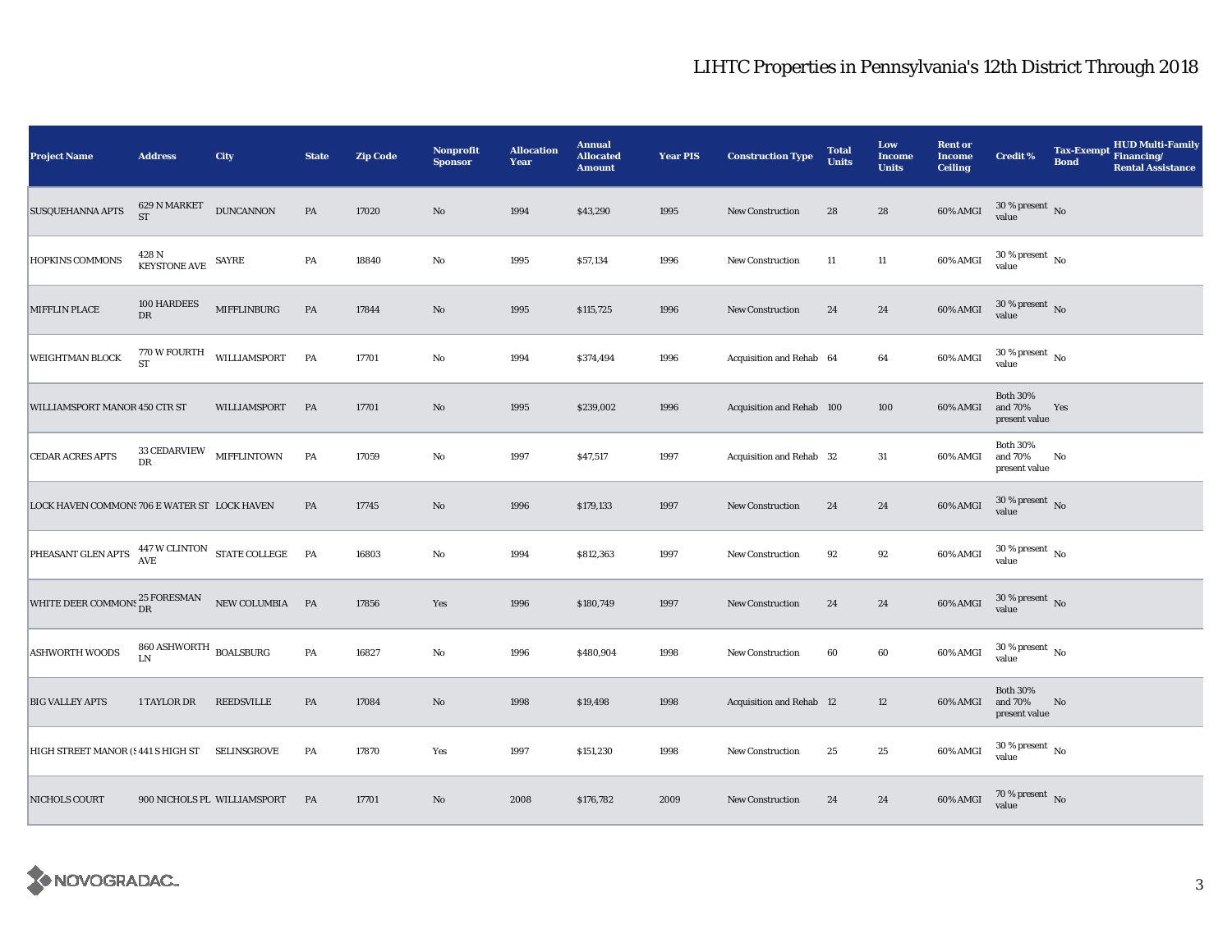# LIHTC Properties in Pennsylvania's 12th District Through 2018

| Project Name | Address | City | State | Zip Code | Nonprofit Sponsor | Allocation Year | Annual Allocated Amount | Year PIS | Construction Type | Total Units | Low Income Units | Rent or Income Ceiling | Credit % | Tax-Exempt Bond | HUD Multi-Family Financing/ Rental Assistance |
|---|---|---|---|---|---|---|---|---|---|---|---|---|---|---|---|
| SUSQUEHANNA APTS | 629 N MARKET ST | DUNCANNON | PA | 17020 | No | 1994 | $43,290 | 1995 | New Construction | 28 | 28 | 60% AMGI | 30 % present value | No | |
| HOPKINS COMMONS | 428 N KEYSTONE AVE | SAYRE | PA | 18840 | No | 1995 | $57,134 | 1996 | New Construction | 11 | 11 | 60% AMGI | 30 % present value | No | |
| MIFFLIN PLACE | 100 HARDEES DR | MIFFLINBURG | PA | 17844 | No | 1995 | $115,725 | 1996 | New Construction | 24 | 24 | 60% AMGI | 30 % present value | No | |
| WEIGHTMAN BLOCK | 770 W FOURTH ST | WILLIAMSPORT | PA | 17701 | No | 1994 | $374,494 | 1996 | Acquisition and Rehab | 64 | 64 | 60% AMGI | 30 % present value | No | |
| WILLIAMSPORT MANOR | 450 CTR ST | WILLIAMSPORT | PA | 17701 | No | 1995 | $239,002 | 1996 | Acquisition and Rehab | 100 | 100 | 60% AMGI | Both 30% and 70% present value | Yes | |
| CEDAR ACRES APTS | 33 CEDARVIEW DR | MIFFLINTOWN | PA | 17059 | No | 1997 | $47,517 | 1997 | Acquisition and Rehab | 32 | 31 | 60% AMGI | Both 30% and 70% present value | No | |
| LOCK HAVEN COMMONS | 706 E WATER ST | LOCK HAVEN | PA | 17745 | No | 1996 | $179,133 | 1997 | New Construction | 24 | 24 | 60% AMGI | 30 % present value | No | |
| PHEASANT GLEN APTS | 447 W CLINTON AVE | STATE COLLEGE | PA | 16803 | No | 1994 | $812,363 | 1997 | New Construction | 92 | 92 | 60% AMGI | 30 % present value | No | |
| WHITE DEER COMMONS | 25 FORESMAN DR | NEW COLUMBIA | PA | 17856 | Yes | 1996 | $180,749 | 1997 | New Construction | 24 | 24 | 60% AMGI | 30 % present value | No | |
| ASHWORTH WOODS | 860 ASHWORTH LN | BOALSBURG | PA | 16827 | No | 1996 | $480,904 | 1998 | New Construction | 60 | 60 | 60% AMGI | 30 % present value | No | |
| BIG VALLEY APTS | 1 TAYLOR DR | REEDSVILLE | PA | 17084 | No | 1998 | $19,498 | 1998 | Acquisition and Rehab | 12 | 12 | 60% AMGI | Both 30% and 70% present value | No | |
| HIGH STREET MANOR (S | 441 S HIGH ST | SELINSGROVE | PA | 17870 | Yes | 1997 | $151,230 | 1998 | New Construction | 25 | 25 | 60% AMGI | 30 % present value | No | |
| NICHOLS COURT | 900 NICHOLS PL | WILLIAMSPORT | PA | 17701 | No | 2008 | $176,782 | 2009 | New Construction | 24 | 24 | 60% AMGI | 70 % present value | No | |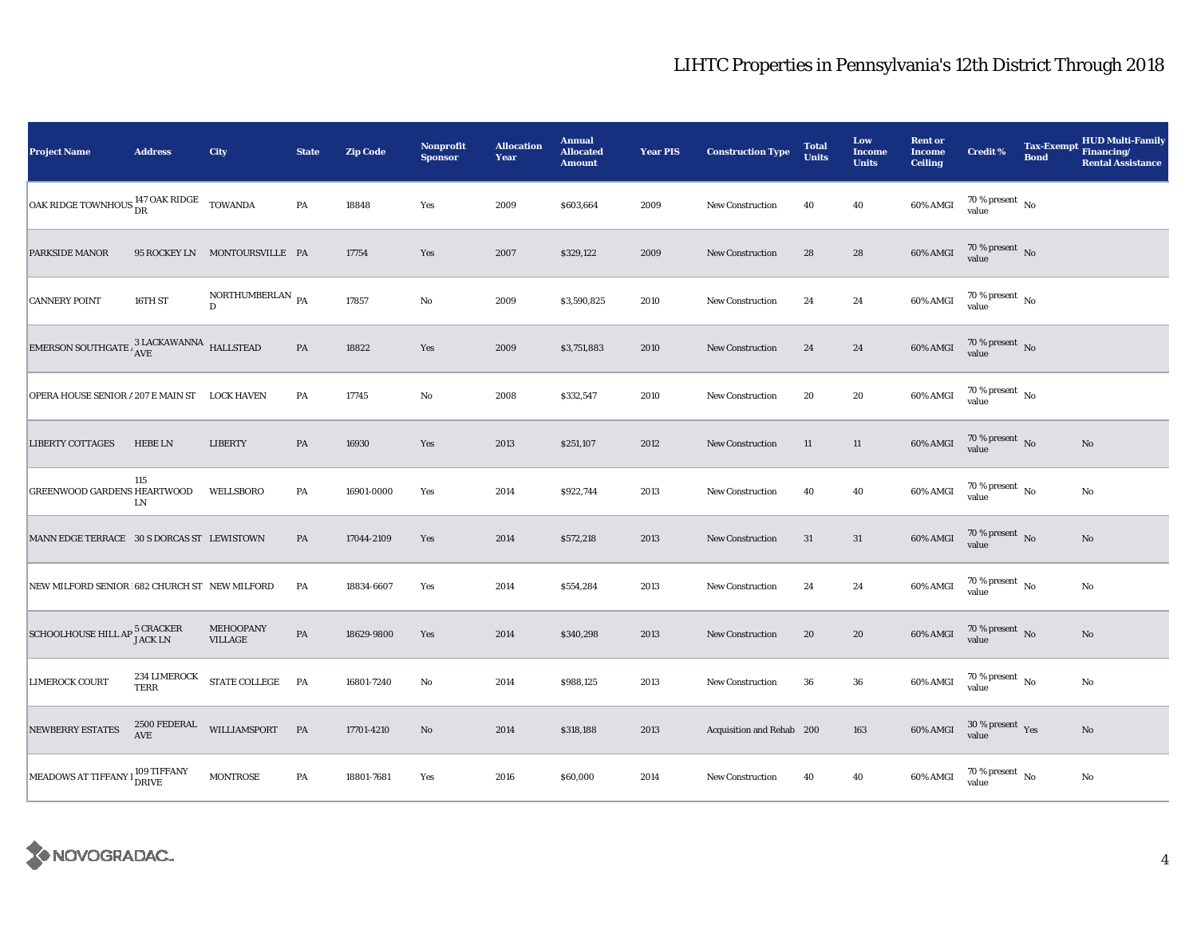# LIHTC Properties in Pennsylvania's 12th District Through 2018

| Project Name | Address | City | State | Zip Code | Nonprofit Sponsor | Allocation Year | Annual Allocated Amount | Year PIS | Construction Type | Total Units | Low Income Units | Rent or Income Ceiling | Credit % | Tax-Exempt Bond | HUD Multi-Family Financing/ Rental Assistance |
|---|---|---|---|---|---|---|---|---|---|---|---|---|---|---|---|
| OAK RIDGE TOWNHOUS | 147 OAK RIDGE DR | TOWANDA | PA | 18848 | Yes | 2009 | $603,664 | 2009 | New Construction | 40 | 40 | 60% AMGI | 70 % present value | No | |
| PARKSIDE MANOR | 95 ROCKEY LN | MONTOURSVILLE | PA | 17754 | Yes | 2007 | $329,122 | 2009 | New Construction | 28 | 28 | 60% AMGI | 70 % present value | No | |
| CANNERY POINT | 16TH ST | NORTHUMBERLAND | PA | 17857 | No | 2009 | $3,590,825 | 2010 | New Construction | 24 | 24 | 60% AMGI | 70 % present value | No | |
| EMERSON SOUTHGATE A | 3 LACKAWANNA AVE | HALLSTEAD | PA | 18822 | Yes | 2009 | $3,751,883 | 2010 | New Construction | 24 | 24 | 60% AMGI | 70 % present value | No | |
| OPERA HOUSE SENIOR A | 207 E MAIN ST | LOCK HAVEN | PA | 17745 | No | 2008 | $332,547 | 2010 | New Construction | 20 | 20 | 60% AMGI | 70 % present value | No | |
| LIBERTY COTTAGES | HEBE LN | LIBERTY | PA | 16930 | Yes | 2013 | $251,107 | 2012 | New Construction | 11 | 11 | 60% AMGI | 70 % present value | No | No |
| GREENWOOD GARDENS | 115 HEARTWOOD LN | WELLSBORO | PA | 16901-0000 | Yes | 2014 | $922,744 | 2013 | New Construction | 40 | 40 | 60% AMGI | 70 % present value | No | No |
| MANN EDGE TERRACE | 30 S DORCAS ST | LEWISTOWN | PA | 17044-2109 | Yes | 2014 | $572,218 | 2013 | New Construction | 31 | 31 | 60% AMGI | 70 % present value | No | No |
| NEW MILFORD SENIOR | 682 CHURCH ST | NEW MILFORD | PA | 18834-6607 | Yes | 2014 | $554,284 | 2013 | New Construction | 24 | 24 | 60% AMGI | 70 % present value | No | No |
| SCHOOLHOUSE HILL AP | 5 CRACKER JACK LN | MEHOOPANY VILLAGE | PA | 18629-9800 | Yes | 2014 | $340,298 | 2013 | New Construction | 20 | 20 | 60% AMGI | 70 % present value | No | No |
| LIMEROCK COURT | 234 LIMEROCK TERR | STATE COLLEGE | PA | 16801-7240 | No | 2014 | $988,125 | 2013 | New Construction | 36 | 36 | 60% AMGI | 70 % present value | No | No |
| NEWBERRY ESTATES | 2500 FEDERAL AVE | WILLIAMSPORT | PA | 17701-4210 | No | 2014 | $318,188 | 2013 | Acquisition and Rehab | 200 | 163 | 60% AMGI | 30 % present value | Yes | No |
| MEADOWS AT TIFFANY I | 109 TIFFANY DRIVE | MONTROSE | PA | 18801-7681 | Yes | 2016 | $60,000 | 2014 | New Construction | 40 | 40 | 60% AMGI | 70 % present value | No | No |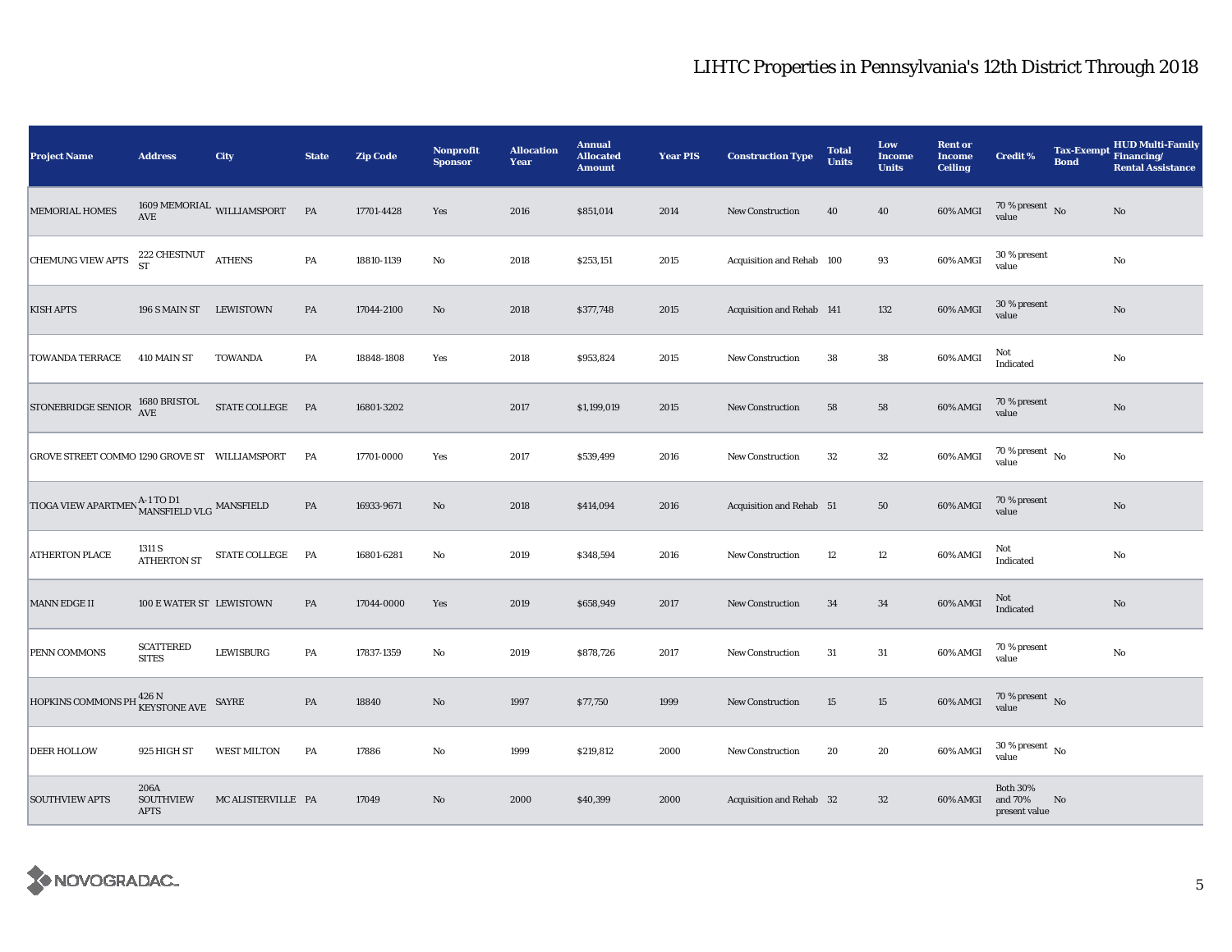# LIHTC Properties in Pennsylvania's 12th District Through 2018

| Project Name | Address | City | State | Zip Code | Nonprofit Sponsor | Allocation Year | Annual Allocated Amount | Year PIS | Construction Type | Total Units | Low Income Units | Rent or Income Ceiling | Credit % | Tax-Exempt Bond | HUD Multi-Family Financing/ Rental Assistance |
|---|---|---|---|---|---|---|---|---|---|---|---|---|---|---|---|
| MEMORIAL HOMES | 1609 MEMORIAL AVE | WILLIAMSPORT | PA | 17701-4428 | Yes | 2016 | $851,014 | 2014 | New Construction | 40 | 40 | 60% AMGI | 70 % present value | No | No |
| CHEMUNG VIEW APTS | 222 CHESTNUT ST | ATHENS | PA | 18810-1139 | No | 2018 | $253,151 | 2015 | Acquisition and Rehab | 100 | 93 | 60% AMGI | 30 % present value | | No |
| KISH APTS | 196 S MAIN ST | LEWISTOWN | PA | 17044-2100 | No | 2018 | $377,748 | 2015 | Acquisition and Rehab | 141 | 132 | 60% AMGI | 30 % present value | | No |
| TOWANDA TERRACE | 410 MAIN ST | TOWANDA | PA | 18848-1808 | Yes | 2018 | $953,824 | 2015 | New Construction | 38 | 38 | 60% AMGI | Not Indicated | | No |
| STONEBRIDGE SENIOR | 1680 BRISTOL AVE | STATE COLLEGE | PA | 16801-3202 | | 2017 | $1,199,019 | 2015 | New Construction | 58 | 58 | 60% AMGI | 70 % present value | | No |
| GROVE STREET COMMO | 1290 GROVE ST | WILLIAMSPORT | PA | 17701-0000 | Yes | 2017 | $539,499 | 2016 | New Construction | 32 | 32 | 60% AMGI | 70 % present value | No | No |
| TIOGA VIEW APARTMEN | A-1 TO D1 MANSFIELD VLG | MANSFIELD | PA | 16933-9671 | No | 2018 | $414,094 | 2016 | Acquisition and Rehab | 51 | 50 | 60% AMGI | 70 % present value | | No |
| ATHERTON PLACE | 1311 S ATHERTON ST | STATE COLLEGE | PA | 16801-6281 | No | 2019 | $348,594 | 2016 | New Construction | 12 | 12 | 60% AMGI | Not Indicated | | No |
| MANN EDGE II | 100 E WATER ST | LEWISTOWN | PA | 17044-0000 | Yes | 2019 | $658,949 | 2017 | New Construction | 34 | 34 | 60% AMGI | Not Indicated | | No |
| PENN COMMONS | SCATTERED SITES | LEWISBURG | PA | 17837-1359 | No | 2019 | $878,726 | 2017 | New Construction | 31 | 31 | 60% AMGI | 70 % present value | | No |
| HOPKINS COMMONS PH | 426 N KEYSTONE AVE | SAYRE | PA | 18840 | No | 1997 | $77,750 | 1999 | New Construction | 15 | 15 | 60% AMGI | 70 % present value | No | |
| DEER HOLLOW | 925 HIGH ST | WEST MILTON | PA | 17886 | No | 1999 | $219,812 | 2000 | New Construction | 20 | 20 | 60% AMGI | 30 % present value | No | |
| SOUTHVIEW APTS | 206A SOUTHVIEW APTS | MC ALISTERVILLE | PA | 17049 | No | 2000 | $40,399 | 2000 | Acquisition and Rehab | 32 | 32 | 60% AMGI | Both 30% and 70% present value | No | |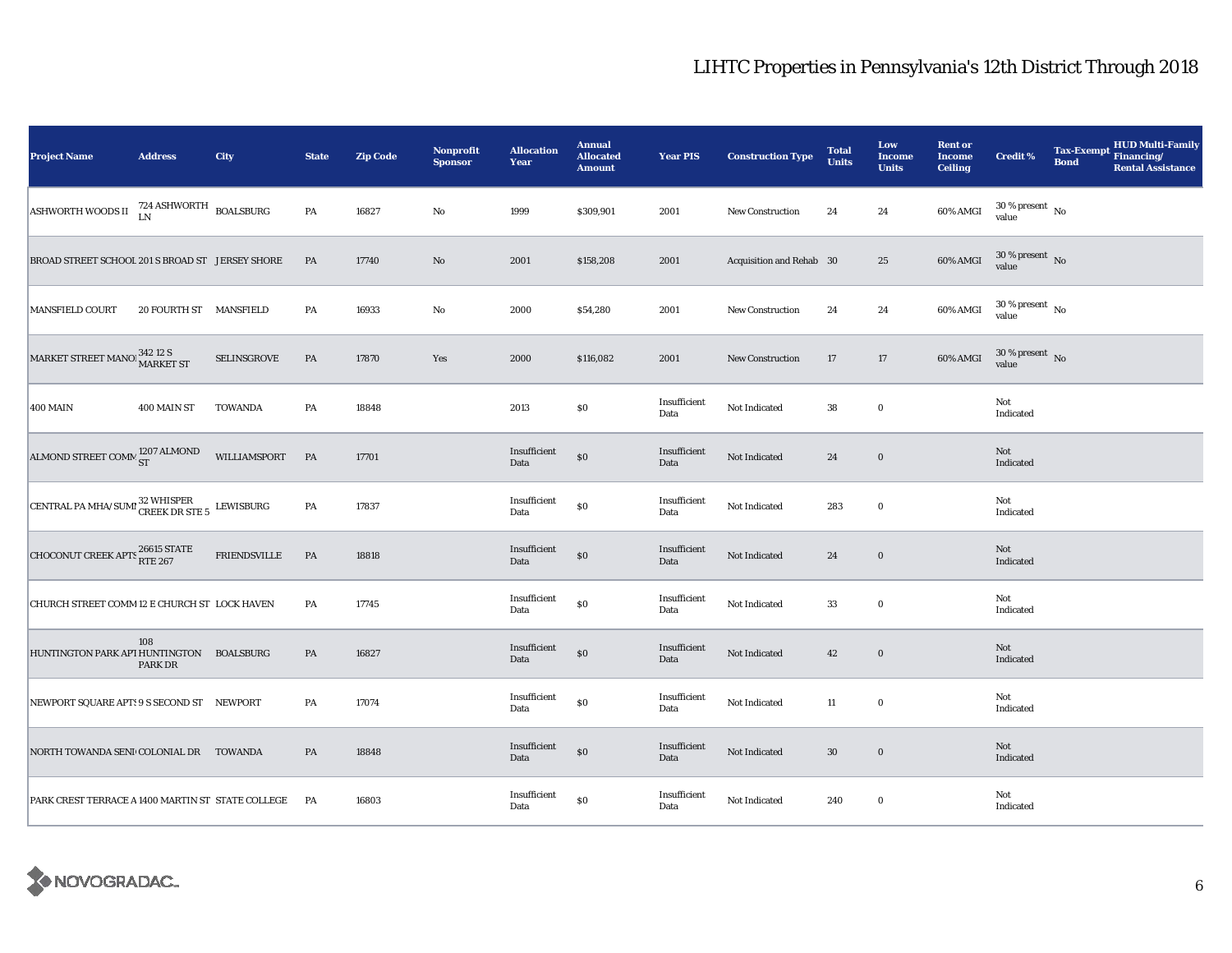# LIHTC Properties in Pennsylvania's 12th District Through 2018

| Project Name | Address | City | State | Zip Code | Nonprofit Sponsor | Allocation Year | Annual Allocated Amount | Year PIS | Construction Type | Total Units | Low Income Units | Rent or Income Ceiling | Credit % | Tax-Exempt Bond | HUD Multi-Family Financing/ Rental Assistance |
|---|---|---|---|---|---|---|---|---|---|---|---|---|---|---|---|
| ASHWORTH WOODS II | 724 ASHWORTH LN | BOALSBURG | PA | 16827 | No | 1999 | $309,901 | 2001 | New Construction | 24 | 24 | 60% AMGI | 30 % present value | No | |
| BROAD STREET SCHOOL | 201 S BROAD ST | JERSEY SHORE | PA | 17740 | No | 2001 | $158,208 | 2001 | Acquisition and Rehab | 30 | 25 | 60% AMGI | 30 % present value | No | |
| MANSFIELD COURT | 20 FOURTH ST | MANSFIELD | PA | 16933 | No | 2000 | $54,280 | 2001 | New Construction | 24 | 24 | 60% AMGI | 30 % present value | No | |
| MARKET STREET MANOI | 342 12 S MARKET ST | SELINSGROVE | PA | 17870 | Yes | 2000 | $116,082 | 2001 | New Construction | 17 | 17 | 60% AMGI | 30 % present value | No | |
| 400 MAIN | 400 MAIN ST | TOWANDA | PA | 18848 | | 2013 | $0 | Insufficient Data | Not Indicated | 38 | 0 | | Not Indicated | | |
| ALMOND STREET COMM | 1207 ALMOND ST | WILLIAMSPORT | PA | 17701 | | Insufficient Data | $0 | Insufficient Data | Not Indicated | 24 | 0 | | Not Indicated | | |
| CENTRAL PA MHA/SUMI | 32 WHISPER CREEK DR STE 5 | LEWISBURG | PA | 17837 | | Insufficient Data | $0 | Insufficient Data | Not Indicated | 283 | 0 | | Not Indicated | | |
| CHOCONUT CREEK APTS | 26615 STATE RTE 267 | FRIENDSVILLE | PA | 18818 | | Insufficient Data | $0 | Insufficient Data | Not Indicated | 24 | 0 | | Not Indicated | | |
| CHURCH STREET COMM | 12 E CHURCH ST | LOCK HAVEN | PA | 17745 | | Insufficient Data | $0 | Insufficient Data | Not Indicated | 33 | 0 | | Not Indicated | | |
| HUNTINGTON PARK APT | 108 HUNTINGTON PARK DR | BOALSBURG | PA | 16827 | | Insufficient Data | $0 | Insufficient Data | Not Indicated | 42 | 0 | | Not Indicated | | |
| NEWPORT SQUARE APTS | 9 S SECOND ST | NEWPORT | PA | 17074 | | Insufficient Data | $0 | Insufficient Data | Not Indicated | 11 | 0 | | Not Indicated | | |
| NORTH TOWANDA SENI | COLONIAL DR | TOWANDA | PA | 18848 | | Insufficient Data | $0 | Insufficient Data | Not Indicated | 30 | 0 | | Not Indicated | | |
| PARK CREST TERRACE A | 1400 MARTIN ST | STATE COLLEGE | PA | 16803 | | Insufficient Data | $0 | Insufficient Data | Not Indicated | 240 | 0 | | Not Indicated | | |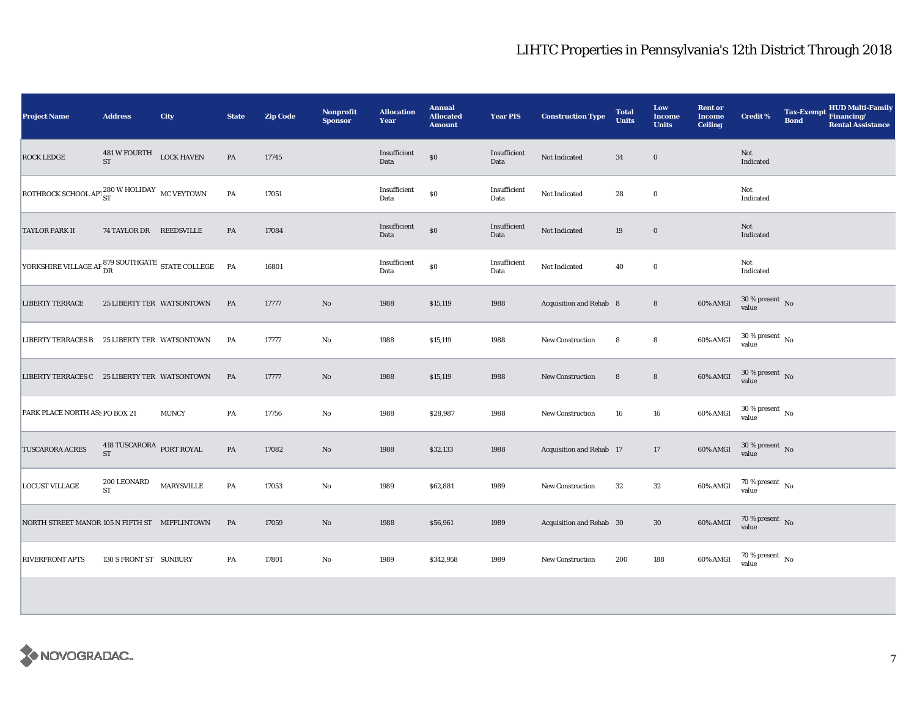# LIHTC Properties in Pennsylvania's 12th District Through 2018

| Project Name | Address | City | State | Zip Code | Nonprofit Sponsor | Allocation Year | Annual Allocated Amount | Year PIS | Construction Type | Total Units | Low Income Units | Rent or Income Ceiling | Credit % | Tax-Exempt Bond | HUD Multi-Family Financing/ Rental Assistance |
|---|---|---|---|---|---|---|---|---|---|---|---|---|---|---|---|
| ROCK LEDGE | 481 W FOURTH ST | LOCK HAVEN | PA | 17745 | | Insufficient Data | $0 | Insufficient Data | Not Indicated | 34 | 0 | | Not Indicated | | |
| ROTHROCK SCHOOL APT | 280 W HOLIDAY ST | MC VEYTOWN | PA | 17051 | | Insufficient Data | $0 | Insufficient Data | Not Indicated | 28 | 0 | | Not Indicated | | |
| TAYLOR PARK II | 74 TAYLOR DR | REEDSVILLE | PA | 17084 | | Insufficient Data | $0 | Insufficient Data | Not Indicated | 19 | 0 | | Not Indicated | | |
| YORKSHIRE VILLAGE AP | 879 SOUTHGATE DR | STATE COLLEGE | PA | 16801 | | Insufficient Data | $0 | Insufficient Data | Not Indicated | 40 | 0 | | Not Indicated | | |
| LIBERTY TERRACE | 25 LIBERTY TER | WATSONTOWN | PA | 17777 | No | 1988 | $15,119 | 1988 | Acquisition and Rehab | 8 | 8 | 60% AMGI | 30 % present value | No | |
| LIBERTY TERRACES B | 25 LIBERTY TER | WATSONTOWN | PA | 17777 | No | 1988 | $15,119 | 1988 | New Construction | 8 | 8 | 60% AMGI | 30 % present value | No | |
| LIBERTY TERRACES C | 25 LIBERTY TER | WATSONTOWN | PA | 17777 | No | 1988 | $15,119 | 1988 | New Construction | 8 | 8 | 60% AMGI | 30 % present value | No | |
| PARK PLACE NORTH ASS | PO BOX 21 | MUNCY | PA | 17756 | No | 1988 | $28,987 | 1988 | New Construction | 16 | 16 | 60% AMGI | 30 % present value | No | |
| TUSCARORA ACRES | 418 TUSCARORA ST | PORT ROYAL | PA | 17082 | No | 1988 | $32,133 | 1988 | Acquisition and Rehab | 17 | 17 | 60% AMGI | 30 % present value | No | |
| LOCUST VILLAGE | 200 LEONARD ST | MARYSVILLE | PA | 17053 | No | 1989 | $62,881 | 1989 | New Construction | 32 | 32 | 60% AMGI | 70 % present value | No | |
| NORTH STREET MANOR | 105 N FIFTH ST | MIFFLINTOWN | PA | 17059 | No | 1988 | $56,961 | 1989 | Acquisition and Rehab | 30 | 30 | 60% AMGI | 70 % present value | No | |
| RIVERFRONT APTS | 130 S FRONT ST | SUNBURY | PA | 17801 | No | 1989 | $342,958 | 1989 | New Construction | 200 | 188 | 60% AMGI | 70 % present value | No | |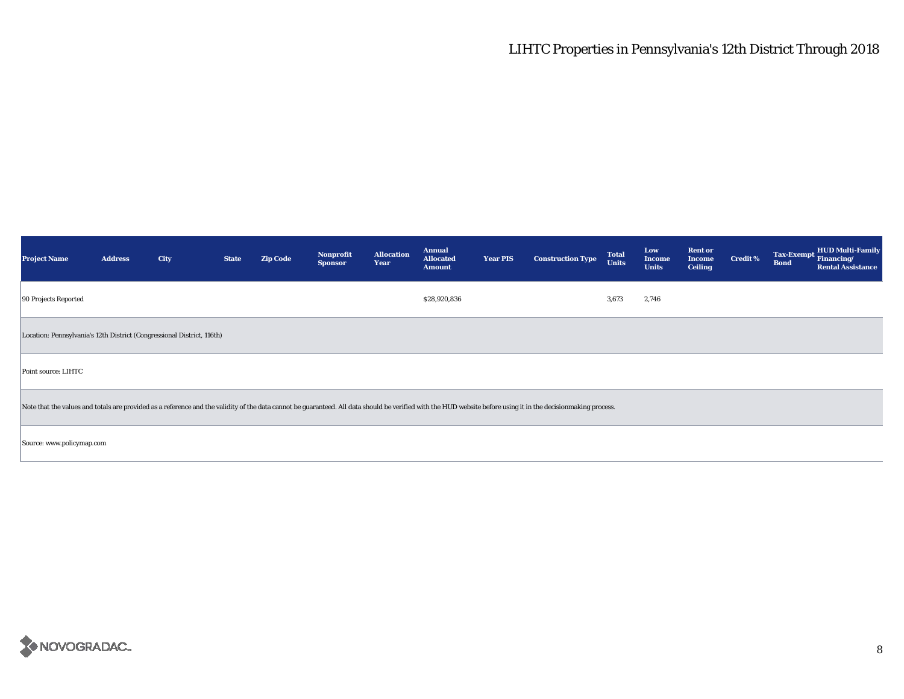# LIHTC Properties in Pennsylvania's 12th District Through 2018

| Project Name | Address | City | State | Zip Code | Nonprofit Sponsor | Allocation Year | Annual Allocated Amount | Year PIS | Construction Type | Total Units | Low Income Units | Rent or Income Ceiling | Credit % | Tax-Exempt Bond | HUD Multi-Family Financing/ Rental Assistance |
|---|---|---|---|---|---|---|---|---|---|---|---|---|---|---|---|
| 90 Projects Reported | | | | | | | $28,920,836 | | | 3,673 | 2,746 | | | | |
| Location: Pennsylvania's 12th District (Congressional District, 116th) | | | | | | | | | | | | | | | |
| Point source: LIHTC | | | | | | | | | | | | | | | |
| Note that the values and totals are provided as a reference and the validity of the data cannot be guaranteed. All data should be verified with the HUD website before using it in the decisionmaking process. | | | | | | | | | | | | | | | |
| Source: www.policymap.com | | | | | | | | | | | | | | | |

NOVOGRADAC